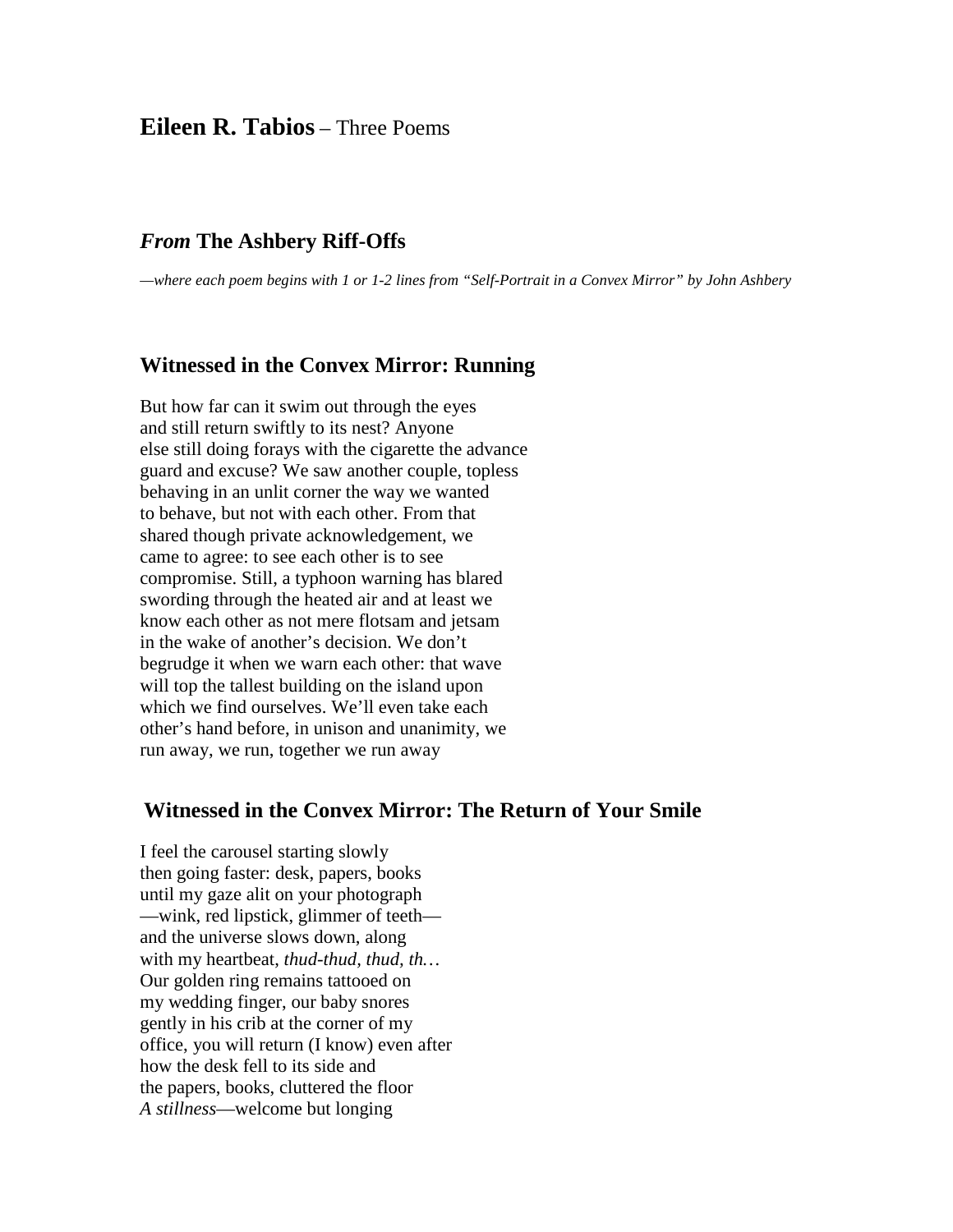# **Eileen R. Tabios** – Three Poems

## ***From* The Ashbery Riff-Offs**

*—where each poem begins with 1 or 1-2 lines from "Self-Portrait in a Convex Mirror" by John Ashbery*

## **Witnessed in the Convex Mirror: Running**

But how far can it swim out through the eyes  
and still return swiftly to its nest? Anyone  
else still doing forays with the cigarette the advance  
guard and excuse? We saw another couple, topless  
behaving in an unlit corner the way we wanted  
to behave, but not with each other. From that  
shared though private acknowledgement, we  
came to agree: to see each other is to see  
compromise. Still, a typhoon warning has blared  
swording through the heated air and at least we  
know each other as not mere flotsam and jetsam  
in the wake of another's decision. We don't  
begrudge it when we warn each other: that wave  
will top the tallest building on the island upon  
which we find ourselves. We'll even take each  
other's hand before, in unison and unanimity, we  
run away, we run, together we run away

## **Witnessed in the Convex Mirror: The Return of Your Smile**

I feel the carousel starting slowly  
then going faster: desk, papers, books  
until my gaze alit on your photograph  
—wink, red lipstick, glimmer of teeth—  
and the universe slows down, along  
with my heartbeat, *thud-thud, thud, th…*  
Our golden ring remains tattooed on  
my wedding finger, our baby snores  
gently in his crib at the corner of my  
office, you will return (I know) even after  
how the desk fell to its side and  
the papers, books, cluttered the floor  
*A stillness*—welcome but longing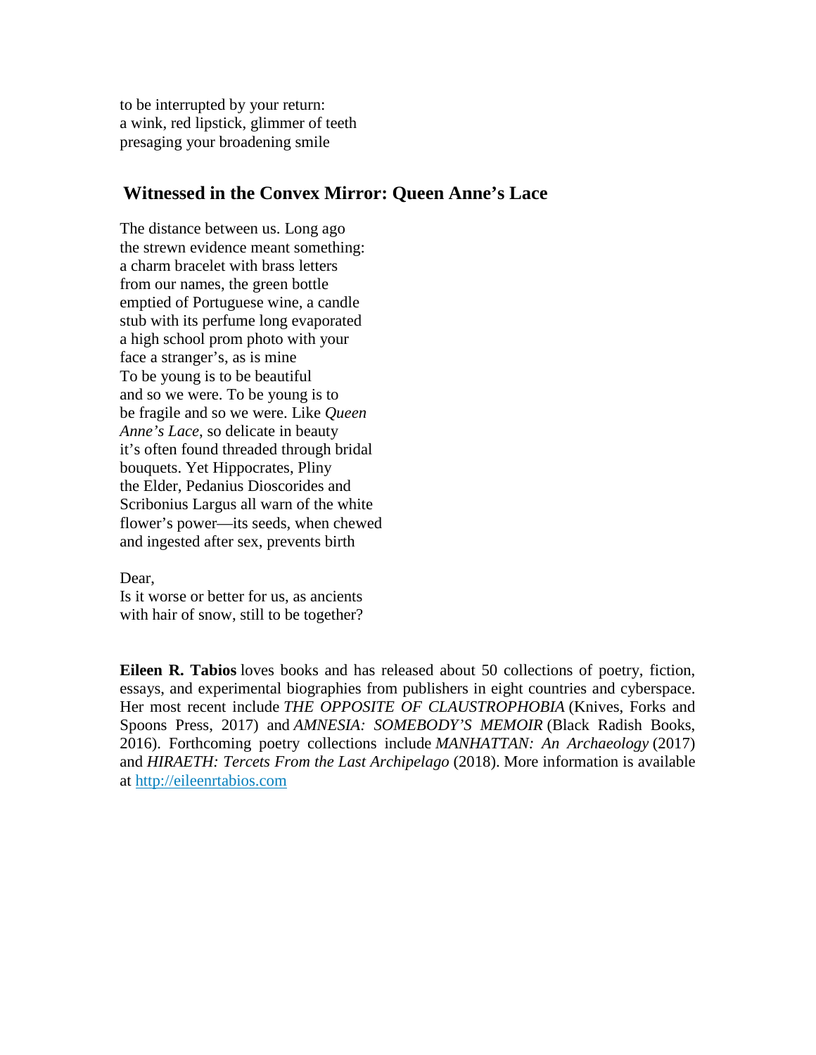to be interrupted by your return:
a wink, red lipstick, glimmer of teeth
presaging your broadening smile

## Witnessed in the Convex Mirror: Queen Anne's Lace

The distance between us. Long ago
the strewn evidence meant something:
a charm bracelet with brass letters
from our names, the green bottle
emptied of Portuguese wine, a candle
stub with its perfume long evaporated
a high school prom photo with your
face a stranger's, as is mine
To be young is to be beautiful
and so we were. To be young is to
be fragile and so we were. Like *Queen
Anne's Lace*, so delicate in beauty
it's often found threaded through bridal
bouquets. Yet Hippocrates, Pliny
the Elder, Pedanius Dioscorides and
Scribonius Largus all warn of the white
flower's power—its seeds, when chewed
and ingested after sex, prevents birth

Dear,
Is it worse or better for us, as ancients
with hair of snow, still to be together?

**Eileen R. Tabios** loves books and has released about 50 collections of poetry, fiction, essays, and experimental biographies from publishers in eight countries and cyberspace. Her most recent include *THE OPPOSITE OF CLAUSTROPHOBIA* (Knives, Forks and Spoons Press, 2017) and *AMNESIA: SOMEBODY'S MEMOIR* (Black Radish Books, 2016). Forthcoming poetry collections include *MANHATTAN: An Archaeology* (2017) and *HIRAETH: Tercets From the Last Archipelago* (2018). More information is available at [http://eileenrtabios.com](http://eileenrtabios.com)